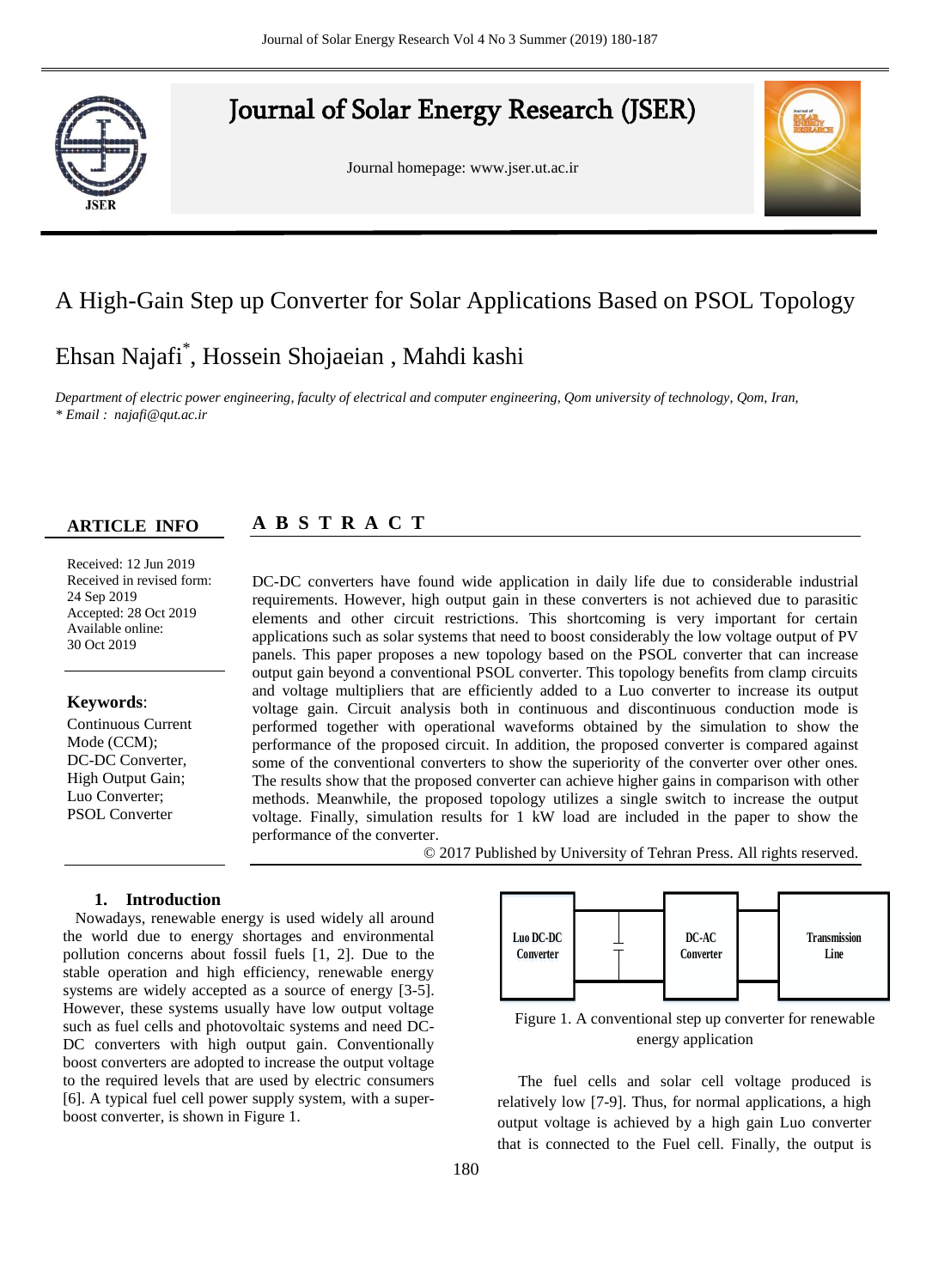# Journal of Solar Energy Research (JSER)

Journal homepage: www.jser.ut.ac.ir

## A High-Gain Step up Converter for Solar Applications Based on PSOL Topology

Ehsan Najafi*, Hossein Shojaeian , Mahdi kashi

*Department of electric power engineering, faculty of electrical and computer engineering, Qom university of technology, Qom, Iran,*
*\* Email : najafi@qut.ac.ir*

### ARTICLE INFO

Received: 12 Jun 2019
Received in revised form: 24 Sep 2019
Accepted: 28 Oct 2019
Available online: 30 Oct 2019

**Keywords**:
Continuous Current Mode (CCM);
DC-DC Converter,
High Output Gain;
Luo Converter;
PSOL Converter

### A B S T R A C T

DC-DC converters have found wide application in daily life due to considerable industrial requirements. However, high output gain in these converters is not achieved due to parasitic elements and other circuit restrictions. This shortcoming is very important for certain applications such as solar systems that need to boost considerably the low voltage output of PV panels. This paper proposes a new topology based on the PSOL converter that can increase output gain beyond a conventional PSOL converter. This topology benefits from clamp circuits and voltage multipliers that are efficiently added to a Luo converter to increase its output voltage gain. Circuit analysis both in continuous and discontinuous conduction mode is performed together with operational waveforms obtained by the simulation to show the performance of the proposed circuit. In addition, the proposed converter is compared against some of the conventional converters to show the superiority of the converter over other ones. The results show that the proposed converter can achieve higher gains in comparison with other methods. Meanwhile, the proposed topology utilizes a single switch to increase the output voltage. Finally, simulation results for 1 kW load are included in the paper to show the performance of the converter.

© 2017 Published by University of Tehran Press. All rights reserved.

## 1. Introduction

Nowadays, renewable energy is used widely all around the world due to energy shortages and environmental pollution concerns about fossil fuels [1, 2]. Due to the stable operation and high efficiency, renewable energy systems are widely accepted as a source of energy [3-5]. However, these systems usually have low output voltage such as fuel cells and photovoltaic systems and need DC-DC converters with high output gain. Conventionally boost converters are adopted to increase the output voltage to the required levels that are used by electric consumers [6]. A typical fuel cell power supply system, with a super-boost converter, is shown in Figure 1.

Luo DC-DC Converter | DC-AC Converter | Transmission Line

Figure 1. A conventional step up converter for renewable energy application

The fuel cells and solar cell voltage produced is relatively low [7-9]. Thus, for normal applications, a high output voltage is achieved by a high gain Luo converter that is connected to the Fuel cell. Finally, the output is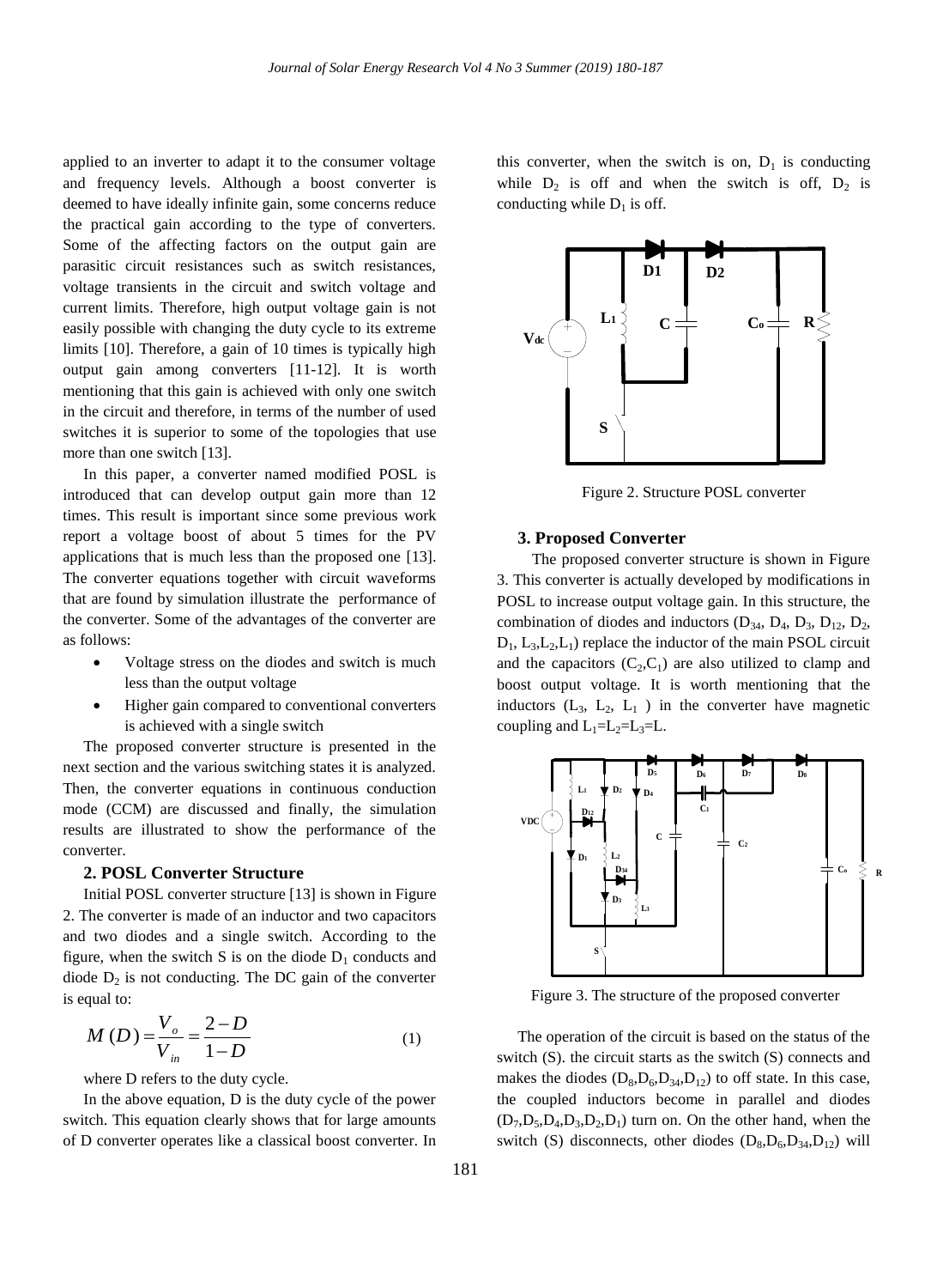applied to an inverter to adapt it to the consumer voltage and frequency levels. Although a boost converter is deemed to have ideally infinite gain, some concerns reduce the practical gain according to the type of converters. Some of the affecting factors on the output gain are parasitic circuit resistances such as switch resistances, voltage transients in the circuit and switch voltage and current limits. Therefore, high output voltage gain is not easily possible with changing the duty cycle to its extreme limits [10]. Therefore, a gain of 10 times is typically high output gain among converters [11-12]. It is worth mentioning that this gain is achieved with only one switch in the circuit and therefore, in terms of the number of used switches it is superior to some of the topologies that use more than one switch [13].

In this paper, a converter named modified POSL is introduced that can develop output gain more than 12 times. This result is important since some previous work report a voltage boost of about 5 times for the PV applications that is much less than the proposed one [13]. The converter equations together with circuit waveforms that are found by simulation illustrate the performance of the converter. Some of the advantages of the converter are as follows:

- Voltage stress on the diodes and switch is much less than the output voltage
- Higher gain compared to conventional converters is achieved with a single switch

The proposed converter structure is presented in the next section and the various switching states it is analyzed. Then, the converter equations in continuous conduction mode (CCM) are discussed and finally, the simulation results are illustrated to show the performance of the converter.

## 2. POSL Converter Structure

Initial POSL converter structure [13] is shown in Figure 2. The converter is made of an inductor and two capacitors and two diodes and a single switch. According to the figure, when the switch S is on the diode $D_1$ conducts and diode $D_2$ is not conducting. The DC gain of the converter is equal to:

$$M(D) = \frac{V_o}{V_{in}} = \frac{2-D}{1-D} \tag{1}$$

where D refers to the duty cycle.

In the above equation, D is the duty cycle of the power switch. This equation clearly shows that for large amounts of D converter operates like a classical boost converter. In this converter, when the switch is on, $D_1$ is conducting while $D_2$ is off and when the switch is off, $D_2$ is conducting while $D_1$ is off.

Figure 2. Structure POSL converter

## 3. Proposed Converter

The proposed converter structure is shown in Figure 3. This converter is actually developed by modifications in POSL to increase output voltage gain. In this structure, the combination of diodes and inductors ($D_{34}$, $D_4$, $D_3$, $D_{12}$, $D_2$, $D_1$, $L_3$,$L_2$,$L_1$) replace the inductor of the main PSOL circuit and the capacitors ($C_2$,$C_1$) are also utilized to clamp and boost output voltage. It is worth mentioning that the inductors ($L_3$, $L_2$, $L_1$ ) in the converter have magnetic coupling and $L_1$=$L_2$=$L_3$=L.

Figure 3. The structure of the proposed converter

The operation of the circuit is based on the status of the switch (S). the circuit starts as the switch (S) connects and makes the diodes ($D_8$,$D_6$,$D_{34}$,$D_{12}$) to off state. In this case, the coupled inductors become in parallel and diodes ($D_7$,$D_5$,$D_4$,$D_3$,$D_2$,$D_1$) turn on. On the other hand, when the switch (S) disconnects, other diodes ($D_8$,$D_6$,$D_{34}$,$D_{12}$) will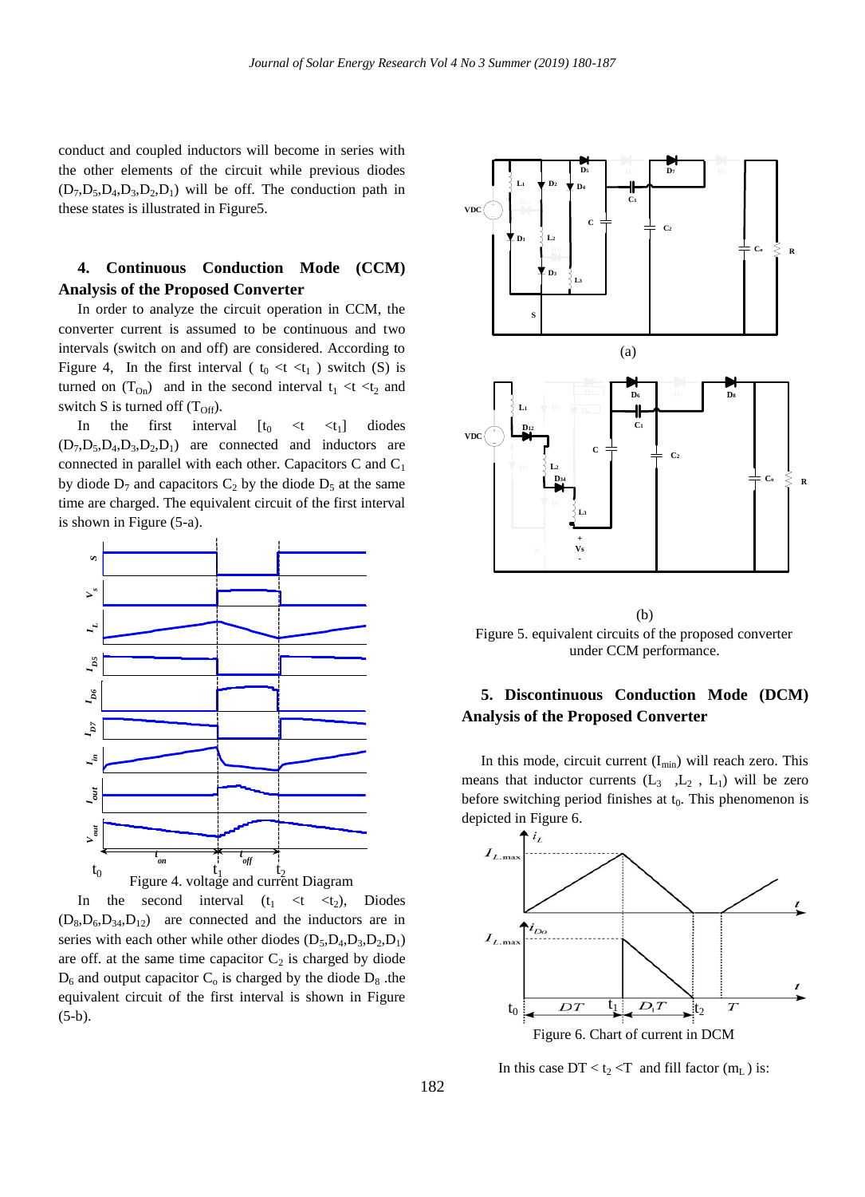conduct and coupled inductors will become in series with the other elements of the circuit while previous diodes ($D_7$,$D_5$,$D_4$,$D_3$,$D_2$,$D_1$) will be off. The conduction path in these states is illustrated in Figure5.

## 4. Continuous Conduction Mode (CCM) Analysis of the Proposed Converter

In order to analyze the circuit operation in CCM, the converter current is assumed to be continuous and two intervals (switch on and off) are considered. According to Figure 4, In the first interval ( $t_0$ <t <$t_1$ ) switch (S) is turned on ($T_{On}$) and in the second interval $t_1$ <t <$t_2$ and switch S is turned off ($T_{Off}$).

In the first interval [$t_0$ <t <$t_1$] diodes ($D_7$,$D_5$,$D_4$,$D_3$,$D_2$,$D_1$) are connected and inductors are connected in parallel with each other. Capacitors C and $C_1$ by diode $D_7$ and capacitors $C_2$ by the diode $D_5$ at the same time are charged. The equivalent circuit of the first interval is shown in Figure (5-a).

Figure 4. voltage and current Diagram

In the second interval ($t_1$ <t <$t_2$), Diodes ($D_8$,$D_6$,$D_{34}$,$D_{12}$) are connected and the inductors are in series with each other while diodes ($D_5$,$D_4$,$D_3$,$D_2$,$D_1$) are off. at the same time capacitor $C_2$ is charged by diode $D_6$ and output capacitor $C_o$ is charged by the diode $D_8$ .the equivalent circuit of the first interval is shown in Figure (5-b).

(a)

(b)

Figure 5. equivalent circuits of the proposed converter under CCM performance.

## 5. Discontinuous Conduction Mode (DCM) Analysis of the Proposed Converter

In this mode, circuit current ($I_{min}$) will reach zero. This means that inductor currents ($L_3$ ,$L_2$ , $L_1$) will be zero before switching period finishes at $t_0$. This phenomenon is depicted in Figure 6.

Figure 6. Chart of current in DCM

In this case DT < $t_2$ <T and fill factor ($m_L$ ) is: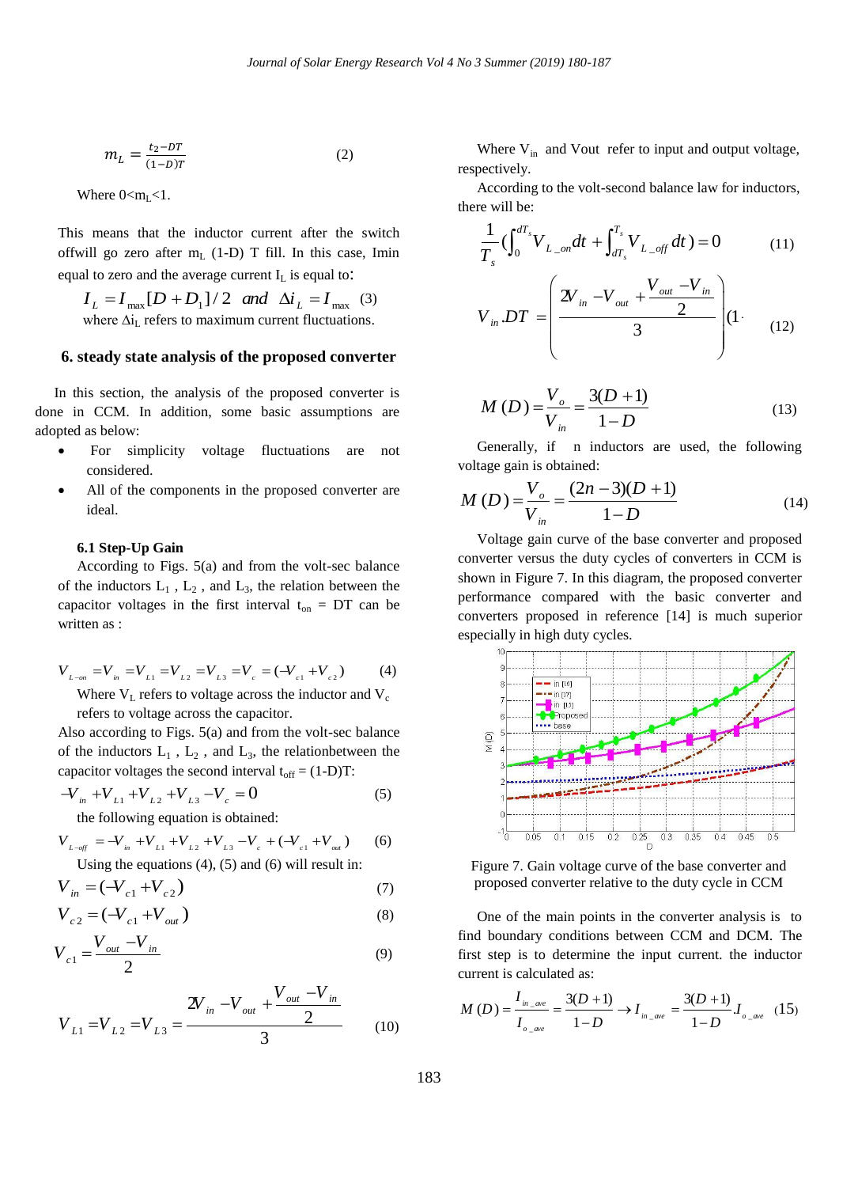$$m_L = \frac{t_2 - DT}{(1-D)T} \qquad (2)$$

Where $0<m_L<1$.

This means that the inductor current after the switch offwill go zero after $m_L$ (1-D) T fill. In this case, Imin equal to zero and the average current $I_L$ is equal to:

$$I_L = I_{\max}[D + D_1]/2 \;\; and \;\; \Delta i_L = I_{\max} \quad (3)$$

where $\Delta i_L$ refers to maximum current fluctuations.

## 6. steady state analysis of the proposed converter

In this section, the analysis of the proposed converter is done in CCM. In addition, some basic assumptions are adopted as below:

- For simplicity voltage fluctuations are not considered.
- All of the components in the proposed converter are ideal.

### 6.1 Step-Up Gain

According to Figs. 5(a) and from the volt-sec balance of the inductors $L_1$ , $L_2$ , and $L_3$, the relation between the capacitor voltages in the first interval $t_{on}$ = DT can be written as :

$$V_{L-on} = V_{in} = V_{L1} = V_{L2} = V_{L3} = V_c = (-V_{c1} + V_{c2}) \qquad (4)$$

Where $V_L$ refers to voltage across the inductor and $V_c$ refers to voltage across the capacitor.

Also according to Figs. 5(a) and from the volt-sec balance of the inductors $L_1$ , $L_2$ , and $L_3$, the relationbetween the capacitor voltages the second interval $t_{off}$ = (1-D)T:

$$-V_{in} + V_{L1} + V_{L2} + V_{L3} - V_c = 0 \qquad (5)$$

the following equation is obtained:

$$V_{L-off} = -V_{in} + V_{L1} + V_{L2} + V_{L3} - V_c + (-V_{c1} + V_{out}) \qquad (6)$$

Using the equations (4), (5) and (6) will result in:

$$V_{in} = (-V_{c1} + V_{c2}) \qquad (7)$$

$$V_{c2} = (-V_{c1} + V_{out}) \qquad (8)$$

$$V_{c1} = \frac{V_{out} - V_{in}}{2} \qquad (9)$$

$$V_{L1} = V_{L2} = V_{L3} = \frac{2V_{in} - V_{out} + \dfrac{V_{out} - V_{in}}{2}}{3} \qquad (10)$$

Where $V_{in}$ and Vout refer to input and output voltage, respectively.

According to the volt-second balance law for inductors, there will be:

$$\frac{1}{T_s}\left(\int_0^{dT_s} V_{L\_on}\,dt + \int_{dT_s}^{T_s} V_{L\_off}\,dt\right) = 0 \qquad (11)$$

$$V_{in}.DT = \left(\frac{2V_{in} - V_{out} + \dfrac{V_{out} - V_{in}}{2}}{3}\right)(1 \cdot \qquad (12)$$

$$M(D) = \frac{V_o}{V_{in}} = \frac{3(D+1)}{1-D} \qquad (13)$$

Generally, if n inductors are used, the following voltage gain is obtained:

$$M(D) = \frac{V_o}{V_{in}} = \frac{(2n-3)(D+1)}{1-D} \qquad (14)$$

Voltage gain curve of the base converter and proposed converter versus the duty cycles of converters in CCM is shown in Figure 7. In this diagram, the proposed converter performance compared with the basic converter and converters proposed in reference [14] is much superior especially in high duty cycles.

Figure 7. Gain voltage curve of the base converter and proposed converter relative to the duty cycle in CCM

One of the main points in the converter analysis is to find boundary conditions between CCM and DCM. The first step is to determine the input current. the inductor current is calculated as:

$$M(D) = \frac{I_{in\_ave}}{I_{o\_ave}} = \frac{3(D+1)}{1-D} \rightarrow I_{in\_ave} = \frac{3(D+1)}{1-D}.I_{o\_ave} \quad (15)$$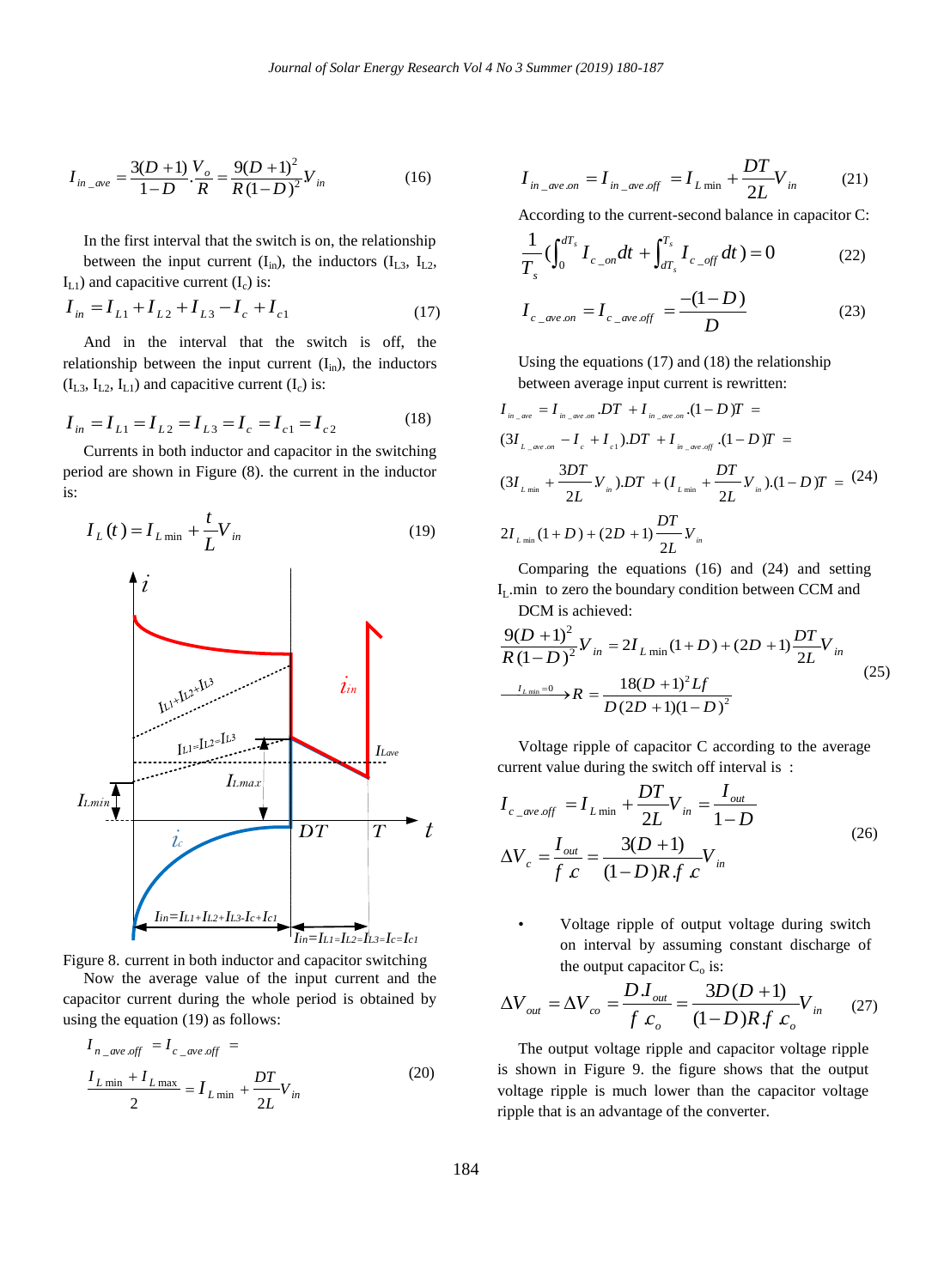$$I_{in\_ave} = \frac{3(D+1)}{1-D} \cdot \frac{V_o}{R} = \frac{9(D+1)^2}{R(1-D)^2} V_{in} \tag{16}$$

In the first interval that the switch is on, the relationship between the input current ($I_{in}$), the inductors ($I_{L3}$, $I_{L2}$, $I_{L1}$) and capacitive current ($I_c$) is:

$$I_{in} = I_{L1} + I_{L2} + I_{L3} - I_c + I_{c1} \tag{17}$$

And in the interval that the switch is off, the relationship between the input current ($I_{in}$), the inductors ($I_{L3}$, $I_{L2}$, $I_{L1}$) and capacitive current ($I_c$) is:

$$I_{in} = I_{L1} = I_{L2} = I_{L3} = I_c = I_{c1} = I_{c2} \tag{18}$$

Currents in both inductor and capacitor in the switching period are shown in Figure (8). the current in the inductor is:

$$I_L(t) = I_{L\min} + \frac{t}{L} V_{in} \tag{19}$$

Figure 8. current in both inductor and capacitor switching

Now the average value of the input current and the capacitor current during the whole period is obtained by using the equation (19) as follows:

$$I_{n\_ave.off} = I_{c\_ave.off} = \frac{I_{L\min} + I_{L\max}}{2} = I_{L\min} + \frac{DT}{2L} V_{in} \tag{20}$$

$$I_{in\_ave.on} = I_{in\_ave.off} = I_{L\min} + \frac{DT}{2L} V_{in} \tag{21}$$

According to the current-second balance in capacitor C:

$$\frac{1}{T_s}\left(\int_0^{dT_s} I_{c\_on} dt + \int_{dT_s}^{T_s} I_{c\_off}\, dt\right) = 0 \tag{22}$$

$$I_{c\_ave.on} = I_{c\_ave.off} = \frac{-(1-D)}{D} \tag{23}$$

Using the equations (17) and (18) the relationship between average input current is rewritten:

$$\begin{aligned} &I_{in\_ave} = I_{in\_ave.on}.DT + I_{in\_ave.on}.(1-D)T = \\ &(3I_{L\_ave.on} - I_c + I_{c1}).DT + I_{in\_ave.off}.(1-D)T = \\ &(3I_{L\min} + \frac{3DT}{2L} V_{in}).DT + (I_{L\min} + \frac{DT}{2L} V_{in}).(1-D)T = \\ &2I_{L\min}(1+D) + (2D+1)\frac{DT}{2L} V_{in} \end{aligned} \tag{24}$$

Comparing the equations (16) and (24) and setting $I_L$.min to zero the boundary condition between CCM and DCM is achieved:

$$\begin{aligned} &\frac{9(D+1)^2}{R(1-D)^2} V_{in} = 2I_{L\min}(1+D) + (2D+1)\frac{DT}{2L} V_{in} \\ &\xrightarrow{I_{L\min}=0} R = \frac{18(D+1)^2 Lf}{D(2D+1)(1-D)^2} \end{aligned} \tag{25}$$

Voltage ripple of capacitor C according to the average current value during the switch off interval is :

$$\begin{aligned} &I_{c\_ave.off} = I_{L\min} + \frac{DT}{2L} V_{in} = \frac{I_{out}}{1-D} \\ &\Delta V_c = \frac{I_{out}}{f.c} = \frac{3(D+1)}{(1-D)R.f.c} V_{in} \end{aligned} \tag{26}$$

- Voltage ripple of output voltage during switch on interval by assuming constant discharge of the output capacitor $C_o$ is:

$$\Delta V_{out} = \Delta V_{co} = \frac{D.I_{out}}{f.c_o} = \frac{3D(D+1)}{(1-D)R.f.c_o} V_{in} \tag{27}$$

The output voltage ripple and capacitor voltage ripple is shown in Figure 9. the figure shows that the output voltage ripple is much lower than the capacitor voltage ripple that is an advantage of the converter.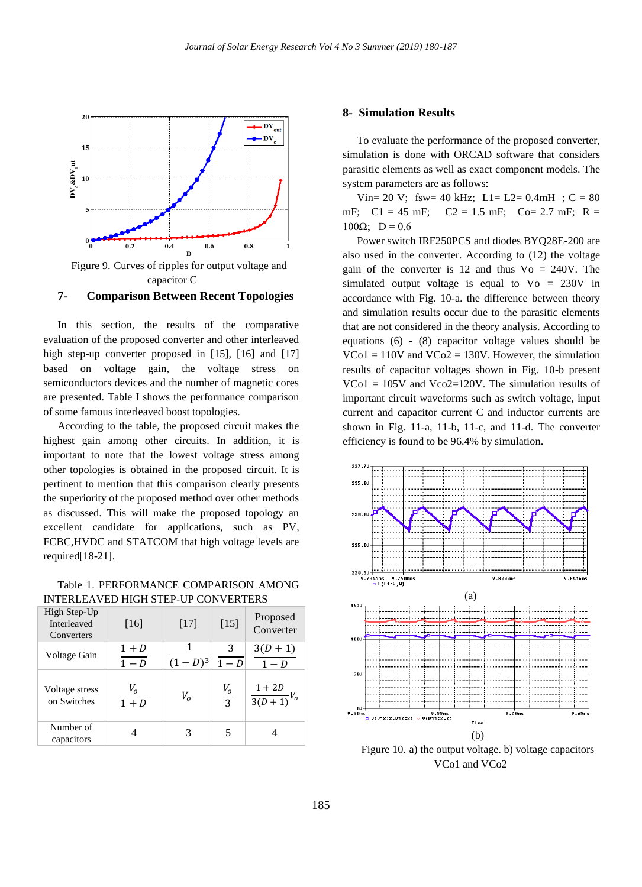Figure 9. Curves of ripples for output voltage and capacitor C

## 7- Comparison Between Recent Topologies

In this section, the results of the comparative evaluation of the proposed converter and other interleaved high step-up converter proposed in [15], [16] and [17] based on voltage gain, the voltage stress on semiconductors devices and the number of magnetic cores are presented. Table I shows the performance comparison of some famous interleaved boost topologies.

According to the table, the proposed circuit makes the highest gain among other circuits. In addition, it is important to note that the lowest voltage stress among other topologies is obtained in the proposed circuit. It is pertinent to mention that this comparison clearly presents the superiority of the proposed method over other methods as discussed. This will make the proposed topology an excellent candidate for applications, such as PV, FCBC,HVDC and STATCOM that high voltage levels are required[18-21].

Table 1. PERFORMANCE COMPARISON AMONG INTERLEAVED HIGH STEP-UP CONVERTERS

| High Step-Up Interleaved Converters | [16] | [17] | [15] | Proposed Converter |
|---|---|---|---|---|
| Voltage Gain | $\frac{1+D}{1-D}$ | $\frac{1}{(1-D)^3}$ | $\frac{3}{1-D}$ | $\frac{3(D+1)}{1-D}$ |
| Voltage stress on Switches | $\frac{V_o}{1+D}$ | $V_o$ | $\frac{V_o}{3}$ | $\frac{1+2D}{3(D+1)}V_o$ |
| Number of capacitors | 4 | 3 | 5 | 4 |

## 8- Simulation Results

To evaluate the performance of the proposed converter, simulation is done with ORCAD software that considers parasitic elements as well as exact component models. The system parameters are as follows:

Vin= 20 V; fsw= 40 kHz; L1= L2= 0.4mH ; C = 80 mF; C1 = 45 mF; C2 = 1.5 mF; Co= 2.7 mF; R = 100Ω; D = 0.6

Power switch IRF250PCS and diodes BYQ28E-200 are also used in the converter. According to (12) the voltage gain of the converter is 12 and thus Vo = 240V. The simulated output voltage is equal to Vo = 230V in accordance with Fig. 10-a. the difference between theory and simulation results occur due to the parasitic elements that are not considered in the theory analysis. According to equations (6) - (8) capacitor voltage values should be VCo1 = 110V and VCo2 = 130V. However, the simulation results of capacitor voltages shown in Fig. 10-b present VCo1 = 105V and Vco2=120V. The simulation results of important circuit waveforms such as switch voltage, input current and capacitor current C and inductor currents are shown in Fig. 11-a, 11-b, 11-c, and 11-d. The converter efficiency is found to be 96.4% by simulation.

(a)

(b)

Figure 10. a) the output voltage. b) voltage capacitors VCo1 and VCo2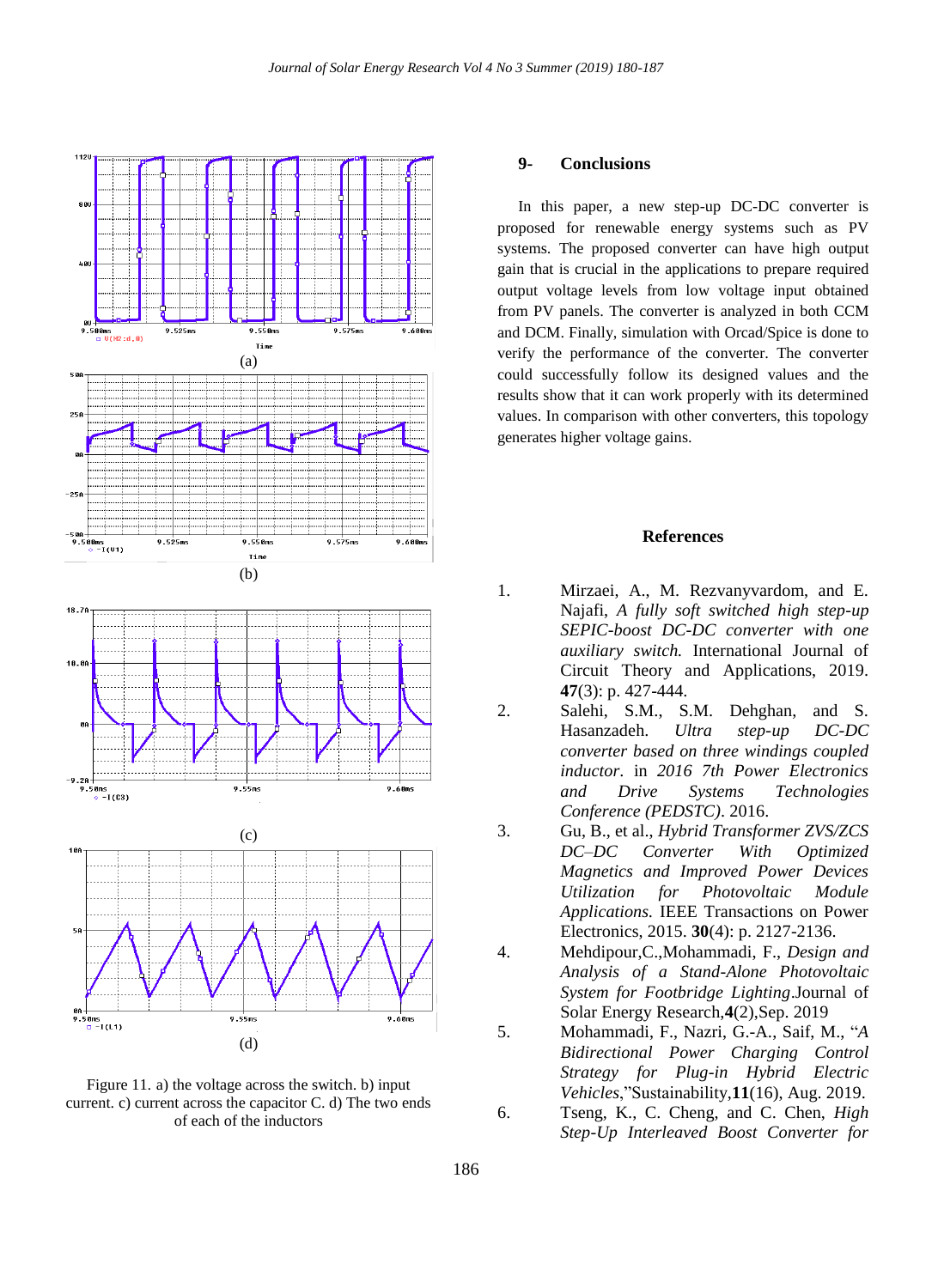(a)

(b)

(c)

(d)

Figure 11. a) the voltage across the switch. b) input current. c) current across the capacitor C. d) The two ends of each of the inductors

## 9- Conclusions

In this paper, a new step-up DC-DC converter is proposed for renewable energy systems such as PV systems. The proposed converter can have high output gain that is crucial in the applications to prepare required output voltage levels from low voltage input obtained from PV panels. The converter is analyzed in both CCM and DCM. Finally, simulation with Orcad/Spice is done to verify the performance of the converter. The converter could successfully follow its designed values and the results show that it can work properly with its determined values. In comparison with other converters, this topology generates higher voltage gains.

## References

1. Mirzaei, A., M. Rezvanyvardom, and E. Najafi, *A fully soft switched high step-up SEPIC-boost DC-DC converter with one auxiliary switch.* International Journal of Circuit Theory and Applications, 2019. **47**(3): p. 427-444.
2. Salehi, S.M., S.M. Dehghan, and S. Hasanzadeh. *Ultra step-up DC-DC converter based on three windings coupled inductor*. in *2016 7th Power Electronics and Drive Systems Technologies Conference (PEDSTC)*. 2016.
3. Gu, B., et al., *Hybrid Transformer ZVS/ZCS DC–DC Converter With Optimized Magnetics and Improved Power Devices Utilization for Photovoltaic Module Applications.* IEEE Transactions on Power Electronics, 2015. **30**(4): p. 2127-2136.
4. Mehdipour,C.,Mohammadi, F., *Design and Analysis of a Stand-Alone Photovoltaic System for Footbridge Lighting*.Journal of Solar Energy Research,**4**(2),Sep. 2019
5. Mohammadi, F., Nazri, G.-A., Saif, M., "*A Bidirectional Power Charging Control Strategy for Plug-in Hybrid Electric Vehicles*,"Sustainability,**11**(16), Aug. 2019.
6. Tseng, K., C. Cheng, and C. Chen, *High Step-Up Interleaved Boost Converter for*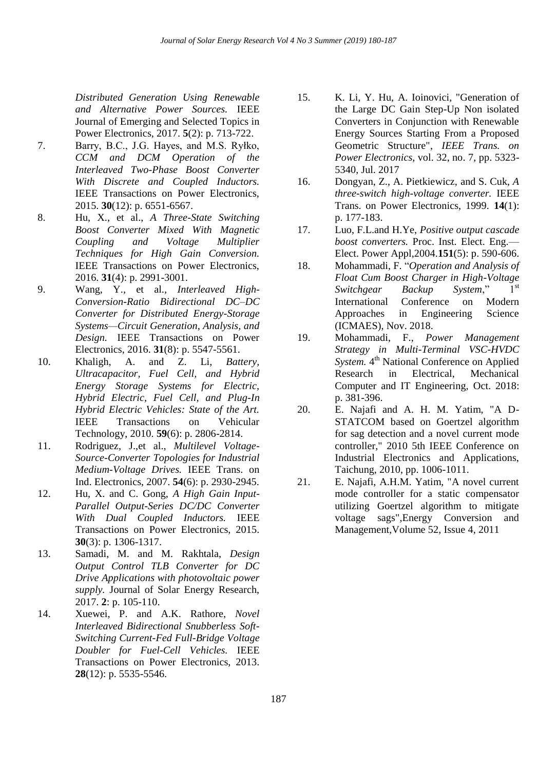*Distributed Generation Using Renewable and Alternative Power Sources.* IEEE Journal of Emerging and Selected Topics in Power Electronics, 2017. **5**(2): p. 713-722.

7. Barry, B.C., J.G. Hayes, and M.S. Ryłko, *CCM and DCM Operation of the Interleaved Two-Phase Boost Converter With Discrete and Coupled Inductors.* IEEE Transactions on Power Electronics, 2015. **30**(12): p. 6551-6567.
8. Hu, X., et al., *A Three-State Switching Boost Converter Mixed With Magnetic Coupling and Voltage Multiplier Techniques for High Gain Conversion.* IEEE Transactions on Power Electronics, 2016. **31**(4): p. 2991-3001.
9. Wang, Y., et al., *Interleaved High-Conversion-Ratio Bidirectional DC–DC Converter for Distributed Energy-Storage Systems—Circuit Generation, Analysis, and Design.* IEEE Transactions on Power Electronics, 2016. **31**(8): p. 5547-5561.
10. Khaligh, A. and Z. Li, *Battery, Ultracapacitor, Fuel Cell, and Hybrid Energy Storage Systems for Electric, Hybrid Electric, Fuel Cell, and Plug-In Hybrid Electric Vehicles: State of the Art.* IEEE Transactions on Vehicular Technology, 2010. **59**(6): p. 2806-2814.
11. Rodriguez, J.,et al., *Multilevel Voltage-Source-Converter Topologies for Industrial Medium-Voltage Drives.* IEEE Trans. on Ind. Electronics, 2007. **54**(6): p. 2930-2945.
12. Hu, X. and C. Gong, *A High Gain Input-Parallel Output-Series DC/DC Converter With Dual Coupled Inductors.* IEEE Transactions on Power Electronics, 2015. **30**(3): p. 1306-1317.
13. Samadi, M. and M. Rakhtala, *Design Output Control TLB Converter for DC Drive Applications with photovoltaic power supply.* Journal of Solar Energy Research, 2017. **2**: p. 105-110.
14. Xuewei, P. and A.K. Rathore, *Novel Interleaved Bidirectional Snubberless Soft-Switching Current-Fed Full-Bridge Voltage Doubler for Fuel-Cell Vehicles.* IEEE Transactions on Power Electronics, 2013. **28**(12): p. 5535-5546.
15. K. Li, Y. Hu, A. Ioinovici, "Generation of the Large DC Gain Step-Up Non isolated Converters in Conjunction with Renewable Energy Sources Starting From a Proposed Geometric Structure", *IEEE Trans. on Power Electronics*, vol. 32, no. 7, pp. 5323-5340, Jul. 2017
16. Dongyan, Z., A. Pietkiewicz, and S. Cuk, *A three-switch high-voltage converter.* IEEE Trans. on Power Electronics, 1999. **14**(1): p. 177-183.
17. Luo, F.L.and H.Ye, *Positive output cascade boost converters.* Proc. Inst. Elect. Eng.—Elect. Power Appl,2004.**151**(5): p. 590-606.
18. Mohammadi, F. "*Operation and Analysis of Float Cum Boost Charger in High-Voltage Switchgear Backup System*," 1st International Conference on Modern Approaches in Engineering Science (ICMAES), Nov. 2018.
19. Mohammadi, F., *Power Management Strategy in Multi-Terminal VSC-HVDC System.* 4th National Conference on Applied Research in Electrical, Mechanical Computer and IT Engineering, Oct. 2018: p. 381-396.
20. E. Najafi and A. H. M. Yatim, "A D-STATCOM based on Goertzel algorithm for sag detection and a novel current mode controller," 2010 5th IEEE Conference on Industrial Electronics and Applications, Taichung, 2010, pp. 1006-1011.
21. E. Najafi, A.H.M. Yatim, "A novel current mode controller for a static compensator utilizing Goertzel algorithm to mitigate voltage sags",Energy Conversion and Management,Volume 52, Issue 4, 2011